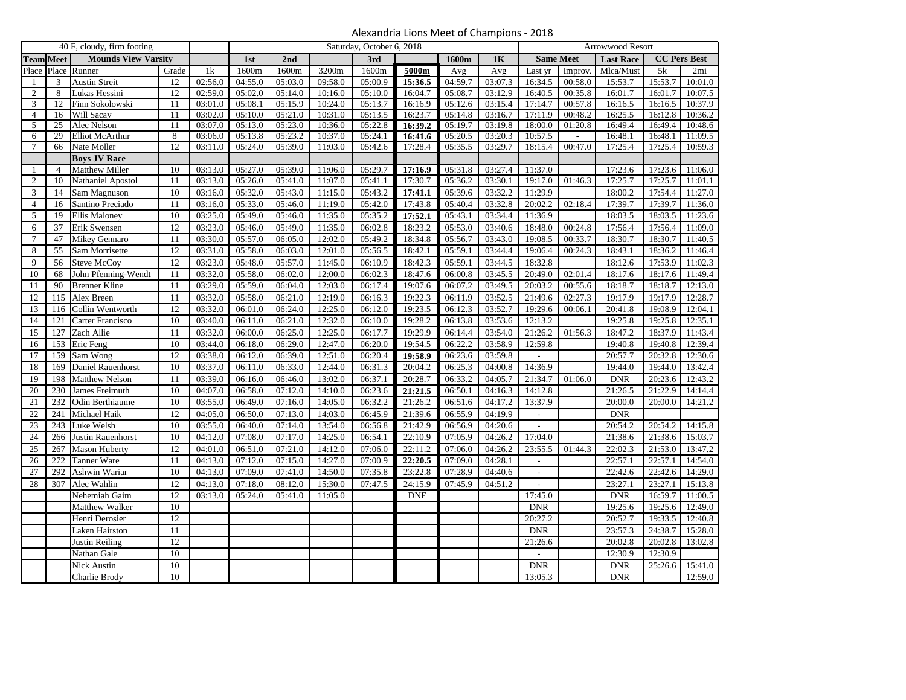# Alexandria Lions Meet of Champions - 2018

| 40 F, cloudy, firm footing | | | | | Saturday, October 6, 2018 | | | | | | | | Arrowwood Resort | | | | |
|---|---|---|---|---|---|---|---|---|---|---|---|---|---|---|---|---|---|
| Team | Meet | Mounds View Varsity | | | 1st | 2nd | | 3rd | | 1600m | 1K | Same Meet | | Last Race | CC Pers Best | |
| Place | Place | Runner | Grade | 1k | 1600m | 1600m | 3200m | 1600m | 5000m | Avg | Avg | Last yr | Improv. | Mlca/Must | 5k | 2mi |
| 1 | 3 | Austin Streit | 12 | 02:56.0 | 04:55.0 | 05:03.0 | 09:58.0 | 05:00.9 | **15:36.5** | 04:59.7 | 03:07.3 | 16:34.5 | 00:58.0 | 15:53.7 | 15:53.7 | 10:01.0 |
| 2 | 8 | Lukas Hessini | 12 | 02:59.0 | 05:02.0 | 05:14.0 | 10:16.0 | 05:10.0 | 16:04.7 | 05:08.7 | 03:12.9 | 16:40.5 | 00:35.8 | 16:01.7 | 16:01.7 | 10:07.5 |
| 3 | 12 | Finn Sokolowski | 11 | 03:01.0 | 05:08.1 | 05:15.9 | 10:24.0 | 05:13.7 | 16:16.9 | 05:12.6 | 03:15.4 | 17:14.7 | 00:57.8 | 16:16.5 | 16:16.5 | 10:37.9 |
| 4 | 16 | Will Sacay | 11 | 03:02.0 | 05:10.0 | 05:21.0 | 10:31.0 | 05:13.5 | 16:23.7 | 05:14.8 | 03:16.7 | 17:11.9 | 00:48.2 | 16:25.5 | 16:12.8 | 10:36.2 |
| 5 | 25 | Alec Nelson | 11 | 03:07.0 | 05:13.0 | 05:23.0 | 10:36.0 | 05:22.8 | **16:39.2** | 05:19.7 | 03:19.8 | 18:00.0 | 01:20.8 | 16:49.4 | 16:49.4 | 10:48.6 |
| 6 | 29 | Elliot McArthur | 8 | 03:06.0 | 05:13.8 | 05:23.2 | 10:37.0 | 05:24.1 | **16:41.6** | 05:20.5 | 03:20.3 | 10:57.5 | - | 16:48.1 | 16:48.1 | 11:09.5 |
| 7 | 66 | Nate Moller | 12 | 03:11.0 | 05:24.0 | 05:39.0 | 11:03.0 | 05:42.6 | 17:28.4 | 05:35.5 | 03:29.7 | 18:15.4 | 00:47.0 | 17:25.4 | 17:25.4 | 10:59.3 |
| | | **Boys JV Race** | | | | | | | | | | | | | | |
| 1 | 4 | Matthew Miller | 10 | 03:13.0 | 05:27.0 | 05:39.0 | 11:06.0 | 05:29.7 | **17:16.9** | 05:31.8 | 03:27.4 | 11:37.0 | | 17:23.6 | 17:23.6 | 11:06.0 |
| 2 | 10 | Nathaniel Apostol | 11 | 03:13.0 | 05:26.0 | 05:41.0 | 11:07.0 | 05:41.1 | 17:30.7 | 05:36.2 | 03:30.1 | 19:17.0 | 01:46.3 | 17:25.7 | 17:25.7 | 11:01.1 |
| 3 | 14 | Sam Magnuson | 10 | 03:16.0 | 05:32.0 | 05:43.0 | 11:15.0 | 05:43.2 | **17:41.1** | 05:39.6 | 03:32.2 | 11:29.9 | | 18:00.2 | 17:54.4 | 11:27.0 |
| 4 | 16 | Santino Preciado | 11 | 03:16.0 | 05:33.0 | 05:46.0 | 11:19.0 | 05:42.0 | 17:43.8 | 05:40.4 | 03:32.8 | 20:02.2 | 02:18.4 | 17:39.7 | 17:39.7 | 11:36.0 |
| 5 | 19 | Ellis Maloney | 10 | 03:25.0 | 05:49.0 | 05:46.0 | 11:35.0 | 05:35.2 | **17:52.1** | 05:43.1 | 03:34.4 | 11:36.9 | | 18:03.5 | 18:03.5 | 11:23.6 |
| 6 | 37 | Erik Swensen | 12 | 03:23.0 | 05:46.0 | 05:49.0 | 11:35.0 | 06:02.8 | 18:23.2 | 05:53.0 | 03:40.6 | 18:48.0 | 00:24.8 | 17:56.4 | 17:56.4 | 11:09.0 |
| 7 | 47 | Mikey Gennaro | 11 | 03:30.0 | 05:57.0 | 06:05.0 | 12:02.0 | 05:49.2 | 18:34.8 | 05:56.7 | 03:43.0 | 19:08.5 | 00:33.7 | 18:30.7 | 18:30.7 | 11:40.5 |
| 8 | 55 | Sam Morrisette | 12 | 03:31.0 | 05:58.0 | 06:03.0 | 12:01.0 | 05:56.5 | 18:42.1 | 05:59.1 | 03:44.4 | 19:06.4 | 00:24.3 | 18:43.1 | 18:36.2 | 11:46.4 |
| 9 | 56 | Steve McCoy | 12 | 03:23.0 | 05:48.0 | 05:57.0 | 11:45.0 | 06:10.9 | 18:42.3 | 05:59.1 | 03:44.5 | 18:32.8 | | 18:12.6 | 17:53.9 | 11:02.3 |
| 10 | 68 | John Pfenning-Wendt | 11 | 03:32.0 | 05:58.0 | 06:02.0 | 12:00.0 | 06:02.3 | 18:47.6 | 06:00.8 | 03:45.5 | 20:49.0 | 02:01.4 | 18:17.6 | 18:17.6 | 11:49.4 |
| 11 | 90 | Brenner Kline | 11 | 03:29.0 | 05:59.0 | 06:04.0 | 12:03.0 | 06:17.4 | 19:07.6 | 06:07.2 | 03:49.5 | 20:03.2 | 00:55.6 | 18:18.7 | 18:18.7 | 12:13.0 |
| 12 | 115 | Alex Breen | 11 | 03:32.0 | 05:58.0 | 06:21.0 | 12:19.0 | 06:16.3 | 19:22.3 | 06:11.9 | 03:52.5 | 21:49.6 | 02:27.3 | 19:17.9 | 19:17.9 | 12:28.7 |
| 13 | 116 | Collin Wentworth | 12 | 03:32.0 | 06:01.0 | 06:24.0 | 12:25.0 | 06:12.0 | 19:23.5 | 06:12.3 | 03:52.7 | 19:29.6 | 00:06.1 | 20:41.8 | 19:08.9 | 12:04.1 |
| 14 | 121 | Carter Francisco | 10 | 03:40.0 | 06:11.0 | 06:21.0 | 12:32.0 | 06:10.0 | 19:28.2 | 06:13.8 | 03:53.6 | 12:13.2 | | 19:25.8 | 19:25.8 | 12:35.1 |
| 15 | 127 | Zach Allie | 11 | 03:32.0 | 06:00.0 | 06:25.0 | 12:25.0 | 06:17.7 | 19:29.9 | 06:14.4 | 03:54.0 | 21:26.2 | 01:56.3 | 18:47.2 | 18:37.9 | 11:43.4 |
| 16 | 153 | Eric Feng | 10 | 03:44.0 | 06:18.0 | 06:29.0 | 12:47.0 | 06:20.0 | 19:54.5 | 06:22.2 | 03:58.9 | 12:59.8 | | 19:40.8 | 19:40.8 | 12:39.4 |
| 17 | 159 | Sam Wong | 12 | 03:38.0 | 06:12.0 | 06:39.0 | 12:51.0 | 06:20.4 | **19:58.9** | 06:23.6 | 03:59.8 | - | | 20:57.7 | 20:32.8 | 12:30.6 |
| 18 | 169 | Daniel Rauenhorst | 10 | 03:37.0 | 06:11.0 | 06:33.0 | 12:44.0 | 06:31.3 | 20:04.2 | 06:25.3 | 04:00.8 | 14:36.9 | | 19:44.0 | 19:44.0 | 13:42.4 |
| 19 | 198 | Matthew Nelson | 11 | 03:39.0 | 06:16.0 | 06:46.0 | 13:02.0 | 06:37.1 | 20:28.7 | 06:33.2 | 04:05.7 | 21:34.7 | 01:06.0 | DNR | 20:23.6 | 12:43.2 |
| 20 | 230 | James Freimuth | 10 | 04:07.0 | 06:58.0 | 07:12.0 | 14:10.0 | 06:23.6 | **21:21.5** | 06:50.1 | 04:16.3 | 14:12.8 | | 21:26.5 | 21:22.9 | 14:14.4 |
| 21 | 232 | Odin Berthiaume | 10 | 03:55.0 | 06:49.0 | 07:16.0 | 14:05.0 | 06:32.2 | 21:26.2 | 06:51.6 | 04:17.2 | 13:37.9 | | 20:00.0 | 20:00.0 | 14:21.2 |
| 22 | 241 | Michael Haik | 12 | 04:05.0 | 06:50.0 | 07:13.0 | 14:03.0 | 06:45.9 | 21:39.6 | 06:55.9 | 04:19.9 | - | | DNR | | |
| 23 | 243 | Luke Welsh | 10 | 03:55.0 | 06:40.0 | 07:14.0 | 13:54.0 | 06:56.8 | 21:42.9 | 06:56.9 | 04:20.6 | - | | 20:54.2 | 20:54.2 | 14:15.8 |
| 24 | 266 | Justin Rauenhorst | 10 | 04:12.0 | 07:08.0 | 07:17.0 | 14:25.0 | 06:54.1 | 22:10.9 | 07:05.9 | 04:26.2 | 17:04.0 | | 21:38.6 | 21:38.6 | 15:03.7 |
| 25 | 267 | Mason Huberty | 12 | 04:01.0 | 06:51.0 | 07:21.0 | 14:12.0 | 07:06.0 | 22:11.2 | 07:06.0 | 04:26.2 | 23:55.5 | 01:44.3 | 22:02.3 | 21:53.0 | 13:47.2 |
| 26 | 272 | Tanner Ware | 11 | 04:13.0 | 07:12.0 | 07:15.0 | 14:27.0 | 07:00.9 | **22:20.5** | 07:09.0 | 04:28.1 | - | | 22:57.1 | 22:57.1 | 14:54.0 |
| 27 | 292 | Ashwin Wariar | 10 | 04:13.0 | 07:09.0 | 07:41.0 | 14:50.0 | 07:35.8 | 23:22.8 | 07:28.9 | 04:40.6 | - | | 22:42.6 | 22:42.6 | 14:29.0 |
| 28 | 307 | Alec Wahlin | 12 | 04:13.0 | 07:18.0 | 08:12.0 | 15:30.0 | 07:47.5 | 24:15.9 | 07:45.9 | 04:51.2 | - | | 23:27.1 | 23:27.1 | 15:13.8 |
| | | Nehemiah Gaim | 12 | 03:13.0 | 05:24.0 | 05:41.0 | 11:05.0 | | DNF | | | 17:45.0 | | DNR | 16:59.7 | 11:00.5 |
| | | Matthew Walker | 10 | | | | | | | | | DNR | | 19:25.6 | 19:25.6 | 12:49.0 |
| | | Henri Derosier | 12 | | | | | | | | | 20:27.2 | | 20:52.7 | 19:33.5 | 12:40.8 |
| | | Laken Hairston | 11 | | | | | | | | | DNR | | 23:57.3 | 24:38.7 | 15:28.0 |
| | | Justin Reiling | 12 | | | | | | | | | 21:26.6 | | 20:02.8 | 20:02.8 | 13:02.8 |
| | | Nathan Gale | 10 | | | | | | | | | - | | 12:30.9 | 12:30.9 | |
| | | Nick Austin | 10 | | | | | | | | | DNR | | DNR | 25:26.6 | 15:41.0 |
| | | Charlie Brody | 10 | | | | | | | | | 13:05.3 | | DNR | | 12:59.0 |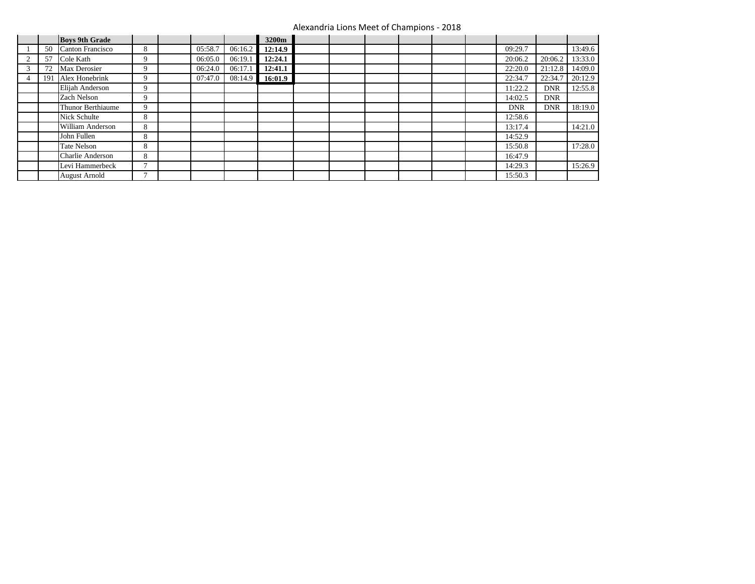Alexandria Lions Meet of Champions - 2018

| | | Boys 9th Grade | | | | | 3200m | | | | | | | | | |
|---|---|---|---|---|---|---|---|---|---|---|---|---|---|---|---|---|
| 1 | 50 | Canton Francisco | 8 | | 05:58.7 | 06:16.2 | **12:14.9** | | | | | | | 09:29.7 | | 13:49.6 |
| 2 | 57 | Cole Kath | 9 | | 06:05.0 | 06:19.1 | **12:24.1** | | | | | | | 20:06.2 | 20:06.2 | 13:33.0 |
| 3 | 72 | Max Derosier | 9 | | 06:24.0 | 06:17.1 | **12:41.1** | | | | | | | 22:20.0 | 21:12.8 | 14:09.0 |
| 4 | 191 | Alex Honebrink | 9 | | 07:47.0 | 08:14.9 | **16:01.9** | | | | | | | 22:34.7 | 22:34.7 | 20:12.9 |
| | | Elijah Anderson | 9 | | | | | | | | | | | 11:22.2 | DNR | 12:55.8 |
| | | Zach Nelson | 9 | | | | | | | | | | | 14:02.5 | DNR | |
| | | Thunor Berthiaume | 9 | | | | | | | | | | | DNR | DNR | 18:19.0 |
| | | Nick Schulte | 8 | | | | | | | | | | | 12:58.6 | | |
| | | William Anderson | 8 | | | | | | | | | | | 13:17.4 | | 14:21.0 |
| | | John Fullen | 8 | | | | | | | | | | | 14:52.9 | | |
| | | Tate Nelson | 8 | | | | | | | | | | | 15:50.8 | | 17:28.0 |
| | | Charlie Anderson | 8 | | | | | | | | | | | 16:47.9 | | |
| | | Levi Hammerbeck | 7 | | | | | | | | | | | 14:29.3 | | 15:26.9 |
| | | August Arnold | 7 | | | | | | | | | | | 15:50.3 | | |